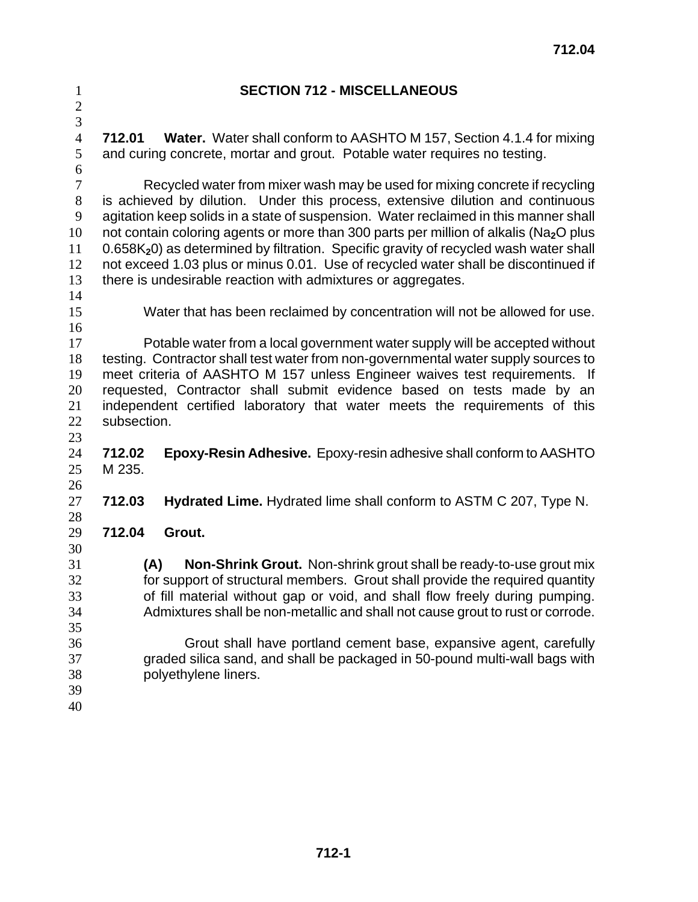# SECTION 712 - MISCELLANEOUS

**712.01 Water.** Water shall conform to AASHTO M 157, Section 4.1.4 for mixing and curing concrete, mortar and grout. Potable water requires no testing.

Recycled water from mixer wash may be used for mixing concrete if recycling is achieved by dilution. Under this process, extensive dilution and continuous agitation keep solids in a state of suspension. Water reclaimed in this manner shall not contain coloring agents or more than 300 parts per million of alkalis ($Na_2O$ plus $0.658K_20$) as determined by filtration. Specific gravity of recycled wash water shall not exceed 1.03 plus or minus 0.01. Use of recycled water shall be discontinued if there is undesirable reaction with admixtures or aggregates.

Water that has been reclaimed by concentration will not be allowed for use.

Potable water from a local government water supply will be accepted without testing. Contractor shall test water from non-governmental water supply sources to meet criteria of AASHTO M 157 unless Engineer waives test requirements. If requested, Contractor shall submit evidence based on tests made by an independent certified laboratory that water meets the requirements of this subsection.

**712.02 Epoxy-Resin Adhesive.** Epoxy-resin adhesive shall conform to AASHTO M 235.

**712.03 Hydrated Lime.** Hydrated lime shall conform to ASTM C 207, Type N.

**712.04 Grout.**

**(A) Non-Shrink Grout.** Non-shrink grout shall be ready-to-use grout mix for support of structural members. Grout shall provide the required quantity of fill material without gap or void, and shall flow freely during pumping. Admixtures shall be non-metallic and shall not cause grout to rust or corrode.

Grout shall have portland cement base, expansive agent, carefully graded silica sand, and shall be packaged in 50-pound multi-wall bags with polyethylene liners.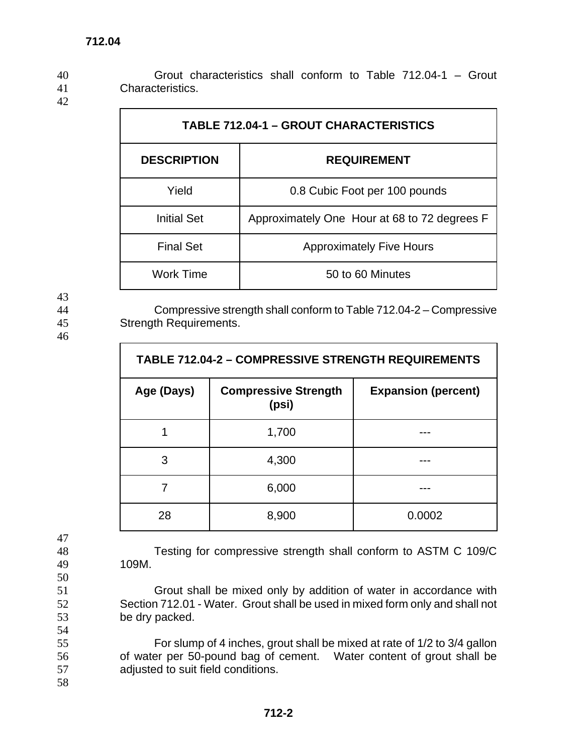Grout characteristics shall conform to Table 712.04-1 – Grout Characteristics.

| TABLE 712.04-1 – GROUT CHARACTERISTICS | |
|---|---|
| **DESCRIPTION** | **REQUIREMENT** |
| Yield | 0.8 Cubic Foot per 100 pounds |
| Initial Set | Approximately One Hour at 68 to 72 degrees F |
| Final Set | Approximately Five Hours |
| Work Time | 50 to 60 Minutes |

Compressive strength shall conform to Table 712.04-2 – Compressive Strength Requirements.

| TABLE 712.04-2 – COMPRESSIVE STRENGTH REQUIREMENTS | | |
|---|---|---|
| **Age (Days)** | **Compressive Strength (psi)** | **Expansion (percent)** |
| 1 | 1,700 | --- |
| 3 | 4,300 | --- |
| 7 | 6,000 | --- |
| 28 | 8,900 | 0.0002 |

Testing for compressive strength shall conform to ASTM C 109/C 109M.

Grout shall be mixed only by addition of water in accordance with Section 712.01 - Water. Grout shall be used in mixed form only and shall not be dry packed.

For slump of 4 inches, grout shall be mixed at rate of 1/2 to 3/4 gallon of water per 50-pound bag of cement. Water content of grout shall be adjusted to suit field conditions.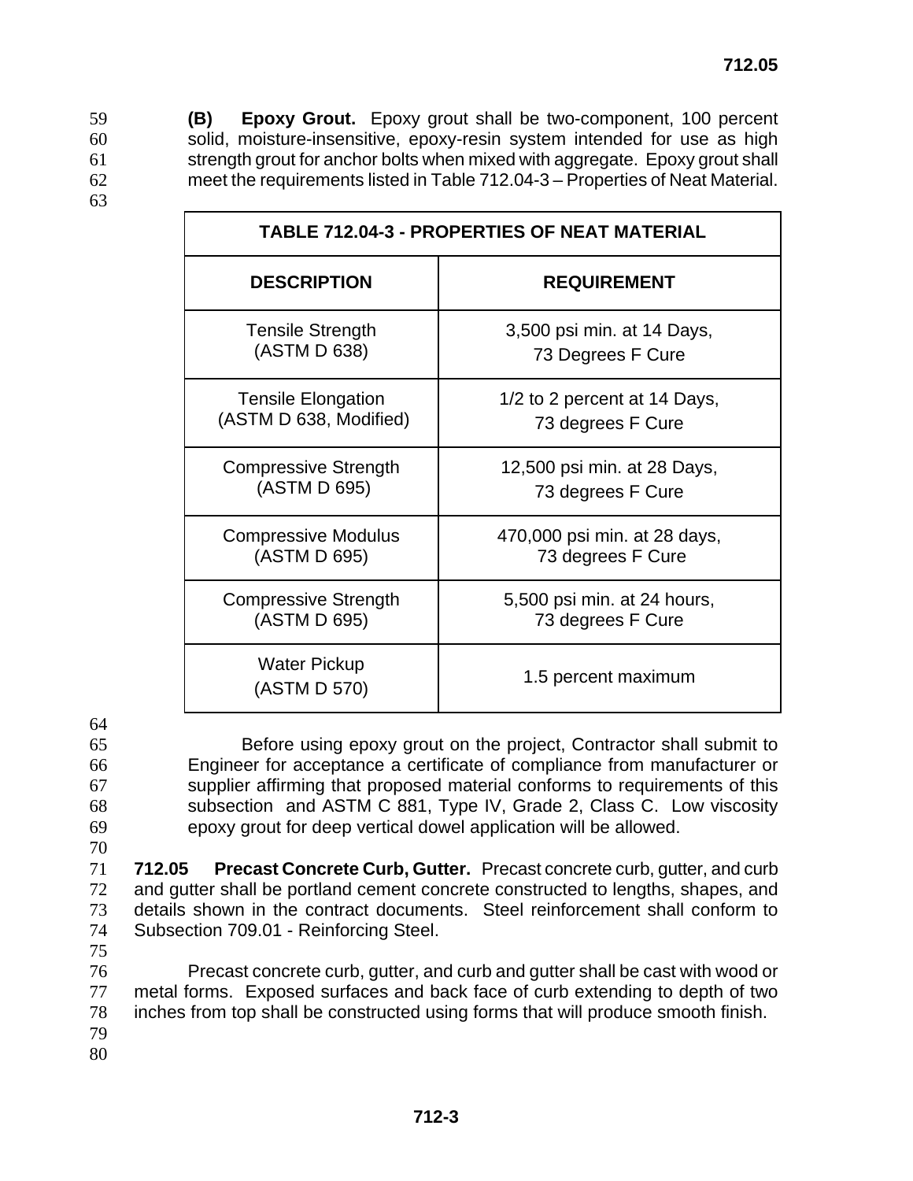**(B) Epoxy Grout.** Epoxy grout shall be two-component, 100 percent solid, moisture-insensitive, epoxy-resin system intended for use as high strength grout for anchor bolts when mixed with aggregate. Epoxy grout shall meet the requirements listed in Table 712.04-3 – Properties of Neat Material.

| TABLE 712.04-3 - PROPERTIES OF NEAT MATERIAL | |
|---|---|
| **DESCRIPTION** | **REQUIREMENT** |
| Tensile Strength (ASTM D 638) | 3,500 psi min. at 14 Days, 73 Degrees F Cure |
| Tensile Elongation (ASTM D 638, Modified) | 1/2 to 2 percent at 14 Days, 73 degrees F Cure |
| Compressive Strength (ASTM D 695) | 12,500 psi min. at 28 Days, 73 degrees F Cure |
| Compressive Modulus (ASTM D 695) | 470,000 psi min. at 28 days, 73 degrees F Cure |
| Compressive Strength (ASTM D 695) | 5,500 psi min. at 24 hours, 73 degrees F Cure |
| Water Pickup (ASTM D 570) | 1.5 percent maximum |

Before using epoxy grout on the project, Contractor shall submit to Engineer for acceptance a certificate of compliance from manufacturer or supplier affirming that proposed material conforms to requirements of this subsection and ASTM C 881, Type IV, Grade 2, Class C. Low viscosity epoxy grout for deep vertical dowel application will be allowed.

**712.05 Precast Concrete Curb, Gutter.** Precast concrete curb, gutter, and curb and gutter shall be portland cement concrete constructed to lengths, shapes, and details shown in the contract documents. Steel reinforcement shall conform to Subsection 709.01 - Reinforcing Steel.

Precast concrete curb, gutter, and curb and gutter shall be cast with wood or metal forms. Exposed surfaces and back face of curb extending to depth of two inches from top shall be constructed using forms that will produce smooth finish.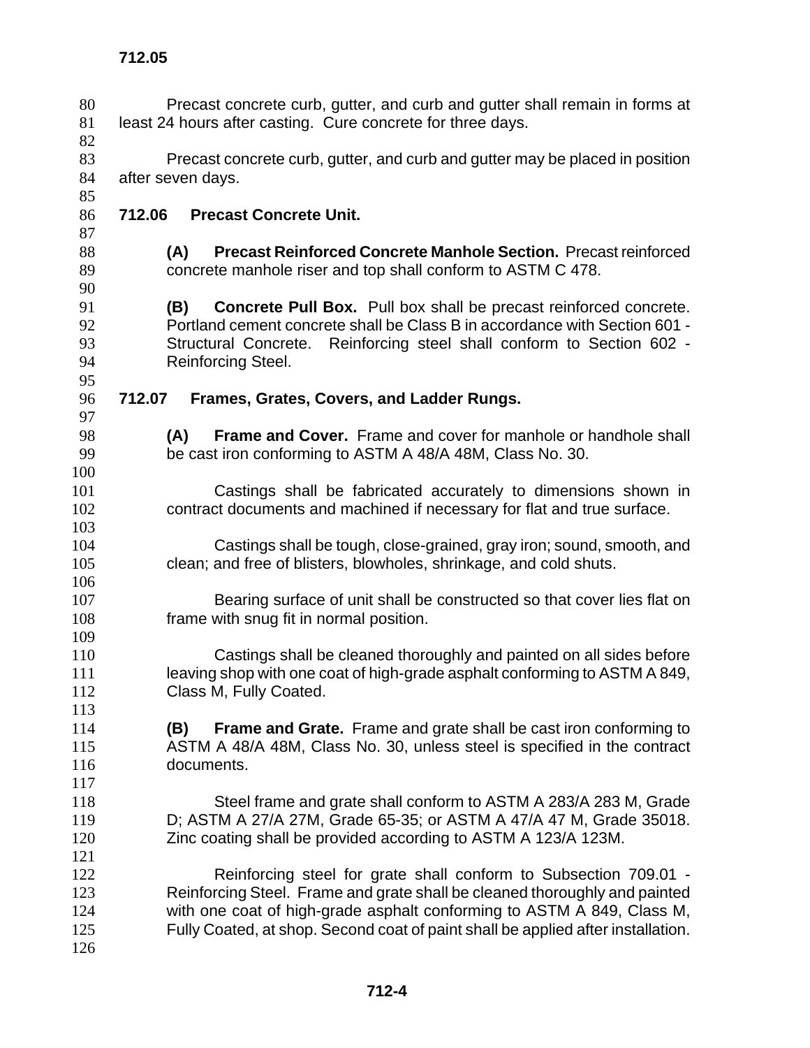Precast concrete curb, gutter, and curb and gutter shall remain in forms at least 24 hours after casting. Cure concrete for three days.

Precast concrete curb, gutter, and curb and gutter may be placed in position after seven days.

## 712.06 Precast Concrete Unit.

**(A) Precast Reinforced Concrete Manhole Section.** Precast reinforced concrete manhole riser and top shall conform to ASTM C 478.

**(B) Concrete Pull Box.** Pull box shall be precast reinforced concrete. Portland cement concrete shall be Class B in accordance with Section 601 - Structural Concrete. Reinforcing steel shall conform to Section 602 - Reinforcing Steel.

## 712.07 Frames, Grates, Covers, and Ladder Rungs.

**(A) Frame and Cover.** Frame and cover for manhole or handhole shall be cast iron conforming to ASTM A 48/A 48M, Class No. 30.

Castings shall be fabricated accurately to dimensions shown in contract documents and machined if necessary for flat and true surface.

Castings shall be tough, close-grained, gray iron; sound, smooth, and clean; and free of blisters, blowholes, shrinkage, and cold shuts.

Bearing surface of unit shall be constructed so that cover lies flat on frame with snug fit in normal position.

Castings shall be cleaned thoroughly and painted on all sides before leaving shop with one coat of high-grade asphalt conforming to ASTM A 849, Class M, Fully Coated.

**(B) Frame and Grate.** Frame and grate shall be cast iron conforming to ASTM A 48/A 48M, Class No. 30, unless steel is specified in the contract documents.

Steel frame and grate shall conform to ASTM A 283/A 283 M, Grade D; ASTM A 27/A 27M, Grade 65-35; or ASTM A 47/A 47 M, Grade 35018. Zinc coating shall be provided according to ASTM A 123/A 123M.

Reinforcing steel for grate shall conform to Subsection 709.01 - Reinforcing Steel. Frame and grate shall be cleaned thoroughly and painted with one coat of high-grade asphalt conforming to ASTM A 849, Class M, Fully Coated, at shop. Second coat of paint shall be applied after installation.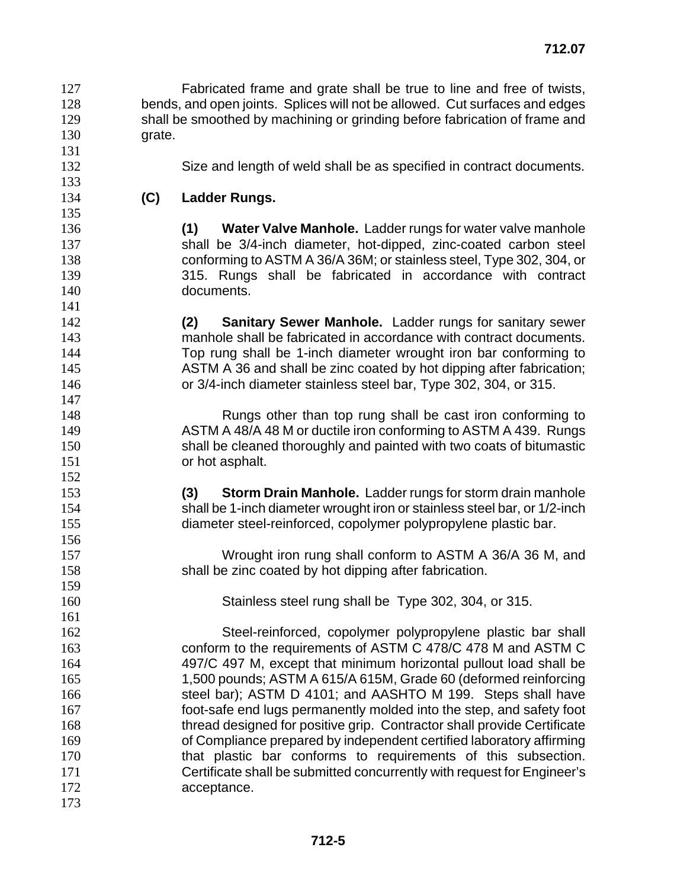Fabricated frame and grate shall be true to line and free of twists, bends, and open joints. Splices will not be allowed. Cut surfaces and edges shall be smoothed by machining or grinding before fabrication of frame and grate.

Size and length of weld shall be as specified in contract documents.

**(C) Ladder Rungs.**

**(1) Water Valve Manhole.** Ladder rungs for water valve manhole shall be 3/4-inch diameter, hot-dipped, zinc-coated carbon steel conforming to ASTM A 36/A 36M; or stainless steel, Type 302, 304, or 315. Rungs shall be fabricated in accordance with contract documents.

**(2) Sanitary Sewer Manhole.** Ladder rungs for sanitary sewer manhole shall be fabricated in accordance with contract documents. Top rung shall be 1-inch diameter wrought iron bar conforming to ASTM A 36 and shall be zinc coated by hot dipping after fabrication; or 3/4-inch diameter stainless steel bar, Type 302, 304, or 315.

Rungs other than top rung shall be cast iron conforming to ASTM A 48/A 48 M or ductile iron conforming to ASTM A 439. Rungs shall be cleaned thoroughly and painted with two coats of bitumastic or hot asphalt.

**(3) Storm Drain Manhole.** Ladder rungs for storm drain manhole shall be 1-inch diameter wrought iron or stainless steel bar, or 1/2-inch diameter steel-reinforced, copolymer polypropylene plastic bar.

Wrought iron rung shall conform to ASTM A 36/A 36 M, and shall be zinc coated by hot dipping after fabrication.

Stainless steel rung shall be Type 302, 304, or 315.

Steel-reinforced, copolymer polypropylene plastic bar shall conform to the requirements of ASTM C 478/C 478 M and ASTM C 497/C 497 M, except that minimum horizontal pullout load shall be 1,500 pounds; ASTM A 615/A 615M, Grade 60 (deformed reinforcing steel bar); ASTM D 4101; and AASHTO M 199. Steps shall have foot-safe end lugs permanently molded into the step, and safety foot thread designed for positive grip. Contractor shall provide Certificate of Compliance prepared by independent certified laboratory affirming that plastic bar conforms to requirements of this subsection. Certificate shall be submitted concurrently with request for Engineer's acceptance.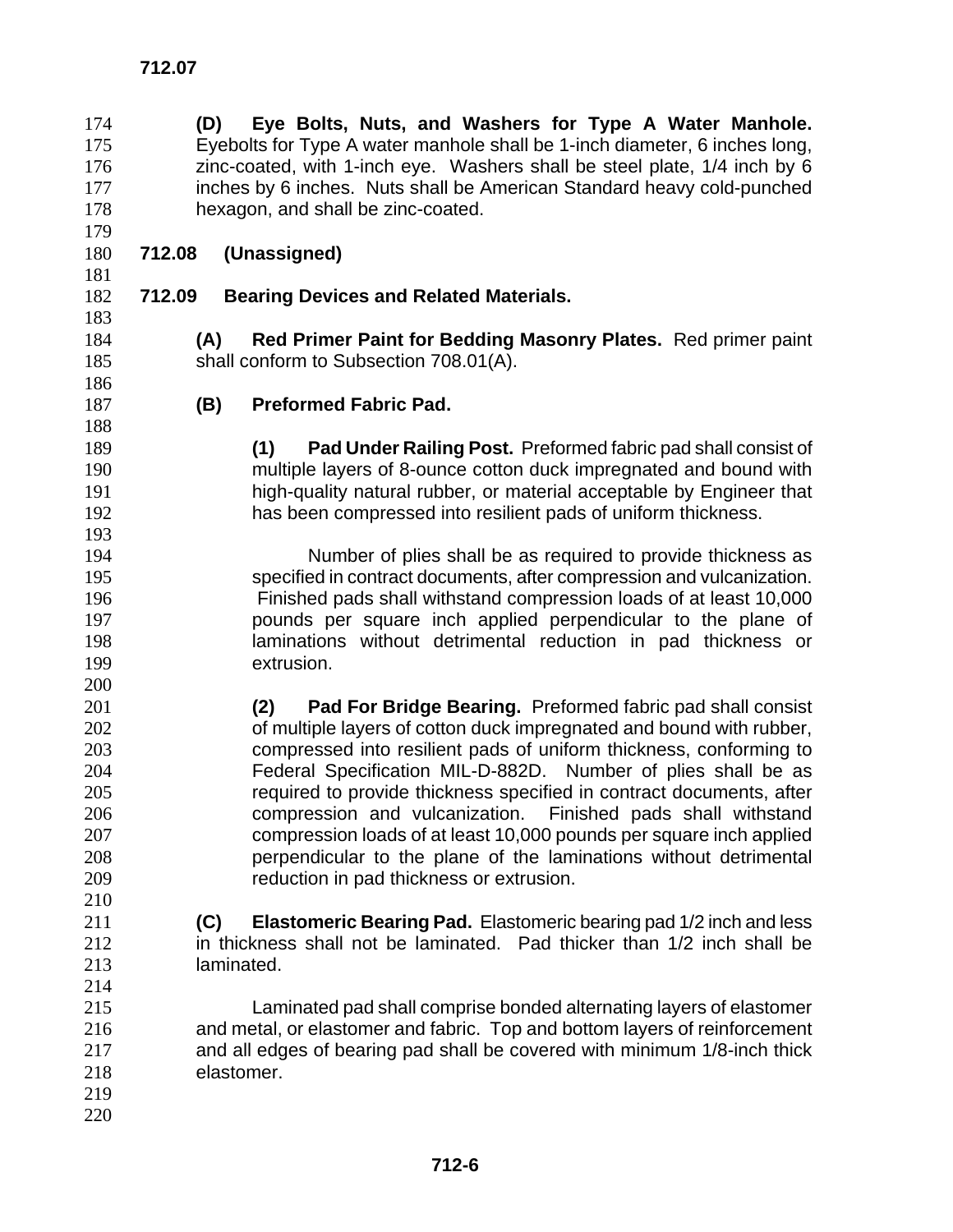**(D) Eye Bolts, Nuts, and Washers for Type A Water Manhole.** Eyebolts for Type A water manhole shall be 1-inch diameter, 6 inches long, zinc-coated, with 1-inch eye. Washers shall be steel plate, 1/4 inch by 6 inches by 6 inches. Nuts shall be American Standard heavy cold-punched hexagon, and shall be zinc-coated.

## 712.08 (Unassigned)

## 712.09 Bearing Devices and Related Materials.

**(A) Red Primer Paint for Bedding Masonry Plates.** Red primer paint shall conform to Subsection 708.01(A).

**(B) Preformed Fabric Pad.**

**(1) Pad Under Railing Post.** Preformed fabric pad shall consist of multiple layers of 8-ounce cotton duck impregnated and bound with high-quality natural rubber, or material acceptable by Engineer that has been compressed into resilient pads of uniform thickness.

Number of plies shall be as required to provide thickness as specified in contract documents, after compression and vulcanization. Finished pads shall withstand compression loads of at least 10,000 pounds per square inch applied perpendicular to the plane of laminations without detrimental reduction in pad thickness or extrusion.

**(2) Pad For Bridge Bearing.** Preformed fabric pad shall consist of multiple layers of cotton duck impregnated and bound with rubber, compressed into resilient pads of uniform thickness, conforming to Federal Specification MIL-D-882D. Number of plies shall be as required to provide thickness specified in contract documents, after compression and vulcanization. Finished pads shall withstand compression loads of at least 10,000 pounds per square inch applied perpendicular to the plane of the laminations without detrimental reduction in pad thickness or extrusion.

**(C) Elastomeric Bearing Pad.** Elastomeric bearing pad 1/2 inch and less in thickness shall not be laminated. Pad thicker than 1/2 inch shall be laminated.

Laminated pad shall comprise bonded alternating layers of elastomer and metal, or elastomer and fabric. Top and bottom layers of reinforcement and all edges of bearing pad shall be covered with minimum 1/8-inch thick elastomer.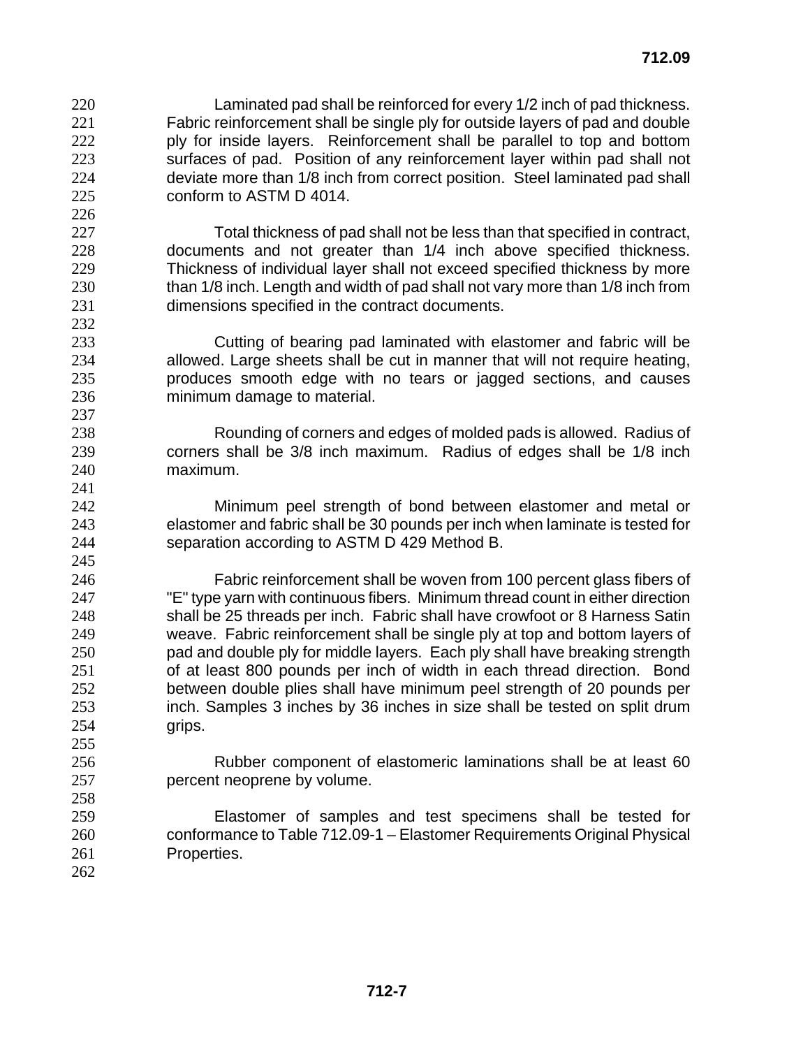Laminated pad shall be reinforced for every 1/2 inch of pad thickness. Fabric reinforcement shall be single ply for outside layers of pad and double ply for inside layers. Reinforcement shall be parallel to top and bottom surfaces of pad. Position of any reinforcement layer within pad shall not deviate more than 1/8 inch from correct position. Steel laminated pad shall conform to ASTM D 4014.

Total thickness of pad shall not be less than that specified in contract, documents and not greater than 1/4 inch above specified thickness. Thickness of individual layer shall not exceed specified thickness by more than 1/8 inch. Length and width of pad shall not vary more than 1/8 inch from dimensions specified in the contract documents.

Cutting of bearing pad laminated with elastomer and fabric will be allowed. Large sheets shall be cut in manner that will not require heating, produces smooth edge with no tears or jagged sections, and causes minimum damage to material.

Rounding of corners and edges of molded pads is allowed. Radius of corners shall be 3/8 inch maximum. Radius of edges shall be 1/8 inch maximum.

Minimum peel strength of bond between elastomer and metal or elastomer and fabric shall be 30 pounds per inch when laminate is tested for separation according to ASTM D 429 Method B.

Fabric reinforcement shall be woven from 100 percent glass fibers of "E" type yarn with continuous fibers. Minimum thread count in either direction shall be 25 threads per inch. Fabric shall have crowfoot or 8 Harness Satin weave. Fabric reinforcement shall be single ply at top and bottom layers of pad and double ply for middle layers. Each ply shall have breaking strength of at least 800 pounds per inch of width in each thread direction. Bond between double plies shall have minimum peel strength of 20 pounds per inch. Samples 3 inches by 36 inches in size shall be tested on split drum grips.

Rubber component of elastomeric laminations shall be at least 60 percent neoprene by volume.

Elastomer of samples and test specimens shall be tested for conformance to Table 712.09-1 – Elastomer Requirements Original Physical Properties.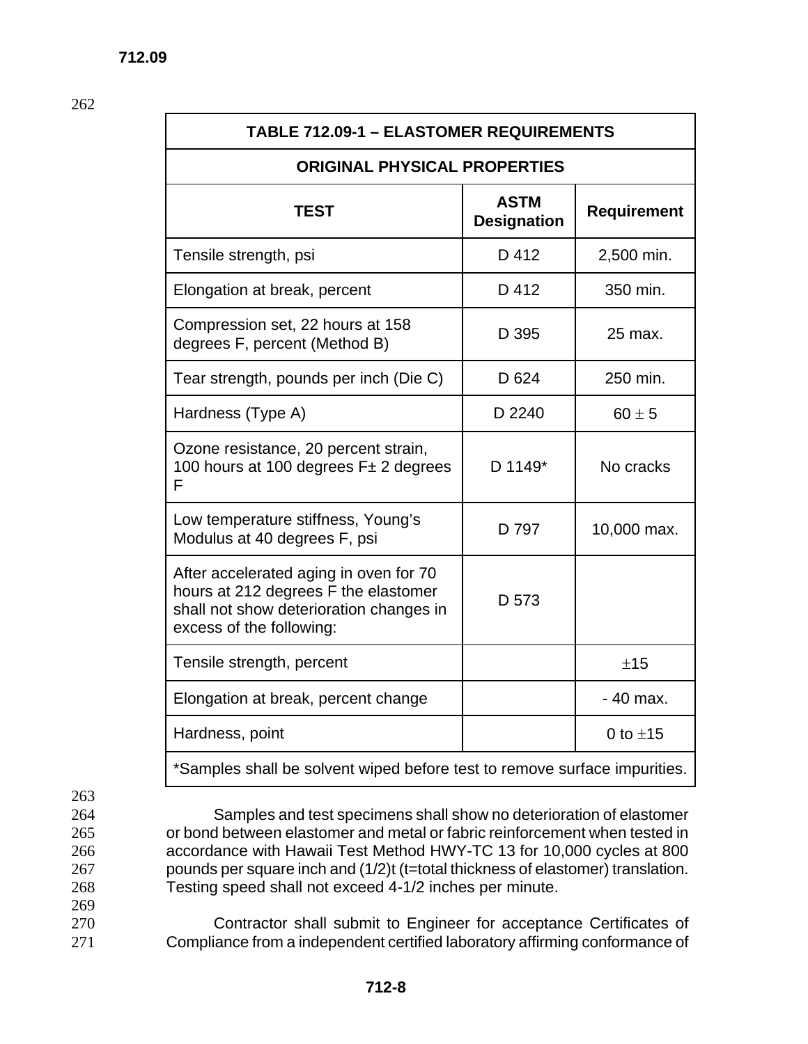| TABLE 712.09-1 – ELASTOMER REQUIREMENTS | | |
|---|---|---|
| **ORIGINAL PHYSICAL PROPERTIES** | | |
| **TEST** | **ASTM Designation** | **Requirement** |
| Tensile strength, psi | D 412 | 2,500 min. |
| Elongation at break, percent | D 412 | 350 min. |
| Compression set, 22 hours at 158 degrees F, percent (Method B) | D 395 | 25 max. |
| Tear strength, pounds per inch (Die C) | D 624 | 250 min. |
| Hardness (Type A) | D 2240 | $60 \pm 5$ |
| Ozone resistance, 20 percent strain, 100 hours at 100 degrees F± 2 degrees F | D 1149* | No cracks |
| Low temperature stiffness, Young's Modulus at 40 degrees F, psi | D 797 | 10,000 max. |
| After accelerated aging in oven for 70 hours at 212 degrees F the elastomer shall not show deterioration changes in excess of the following: | D 573 | |
| Tensile strength, percent | | $\pm 15$ |
| Elongation at break, percent change | | - 40 max. |
| Hardness, point | | 0 to $\pm 15$ |
| *Samples shall be solvent wiped before test to remove surface impurities. | | |

Samples and test specimens shall show no deterioration of elastomer or bond between elastomer and metal or fabric reinforcement when tested in accordance with Hawaii Test Method HWY-TC 13 for 10,000 cycles at 800 pounds per square inch and (1/2)t (t=total thickness of elastomer) translation. Testing speed shall not exceed 4-1/2 inches per minute.

Contractor shall submit to Engineer for acceptance Certificates of Compliance from a independent certified laboratory affirming conformance of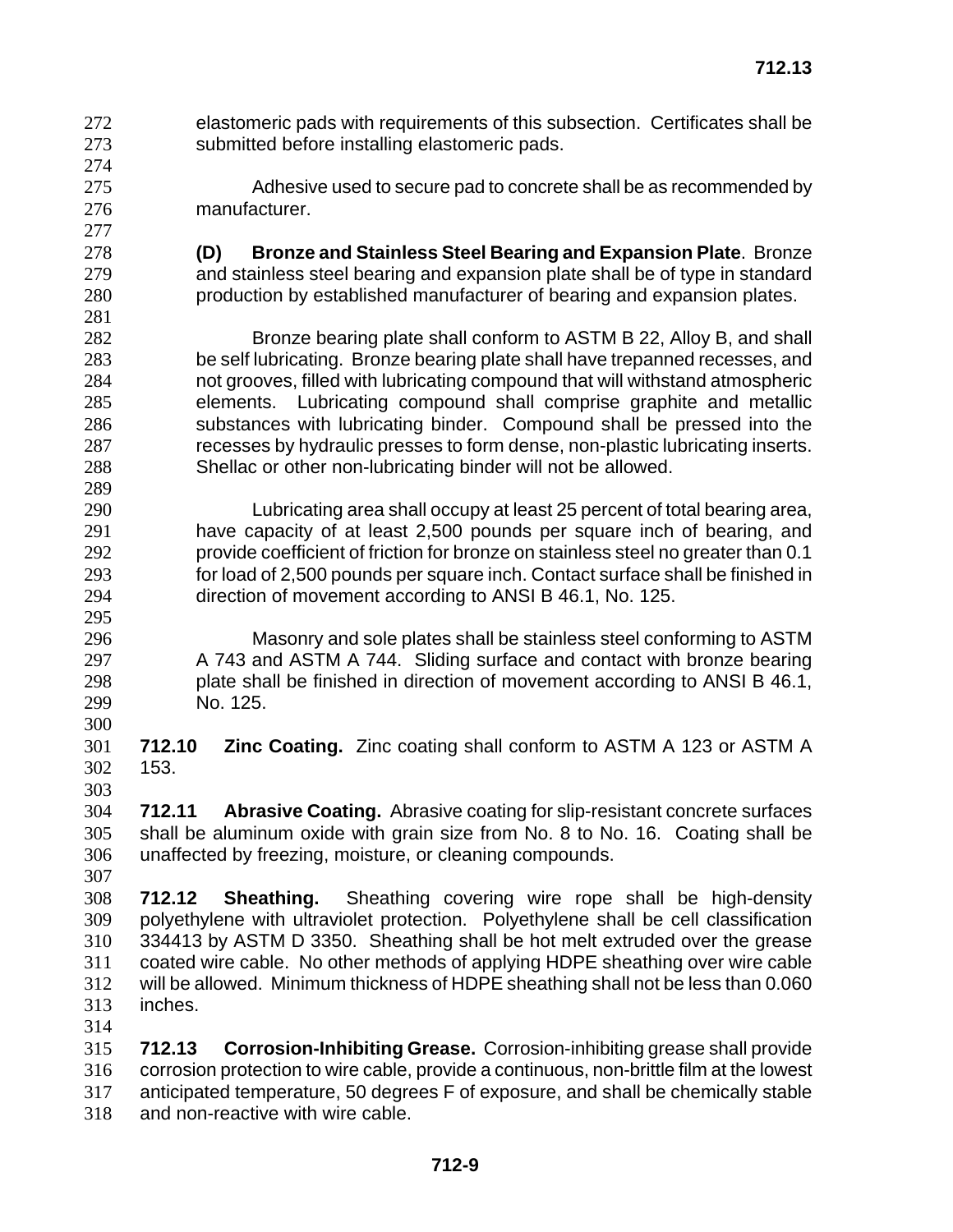elastomeric pads with requirements of this subsection. Certificates shall be submitted before installing elastomeric pads.

Adhesive used to secure pad to concrete shall be as recommended by manufacturer.

**(D) Bronze and Stainless Steel Bearing and Expansion Plate**. Bronze and stainless steel bearing and expansion plate shall be of type in standard production by established manufacturer of bearing and expansion plates.

Bronze bearing plate shall conform to ASTM B 22, Alloy B, and shall be self lubricating. Bronze bearing plate shall have trepanned recesses, and not grooves, filled with lubricating compound that will withstand atmospheric elements. Lubricating compound shall comprise graphite and metallic substances with lubricating binder. Compound shall be pressed into the recesses by hydraulic presses to form dense, non-plastic lubricating inserts. Shellac or other non-lubricating binder will not be allowed.

Lubricating area shall occupy at least 25 percent of total bearing area, have capacity of at least 2,500 pounds per square inch of bearing, and provide coefficient of friction for bronze on stainless steel no greater than 0.1 for load of 2,500 pounds per square inch. Contact surface shall be finished in direction of movement according to ANSI B 46.1, No. 125.

Masonry and sole plates shall be stainless steel conforming to ASTM A 743 and ASTM A 744. Sliding surface and contact with bronze bearing plate shall be finished in direction of movement according to ANSI B 46.1, No. 125.

**712.10 Zinc Coating.** Zinc coating shall conform to ASTM A 123 or ASTM A 153.

**712.11 Abrasive Coating.** Abrasive coating for slip-resistant concrete surfaces shall be aluminum oxide with grain size from No. 8 to No. 16. Coating shall be unaffected by freezing, moisture, or cleaning compounds.

**712.12 Sheathing.** Sheathing covering wire rope shall be high-density polyethylene with ultraviolet protection. Polyethylene shall be cell classification 334413 by ASTM D 3350. Sheathing shall be hot melt extruded over the grease coated wire cable. No other methods of applying HDPE sheathing over wire cable will be allowed. Minimum thickness of HDPE sheathing shall not be less than 0.060 inches.

**712.13 Corrosion-Inhibiting Grease.** Corrosion-inhibiting grease shall provide corrosion protection to wire cable, provide a continuous, non-brittle film at the lowest anticipated temperature, 50 degrees F of exposure, and shall be chemically stable and non-reactive with wire cable.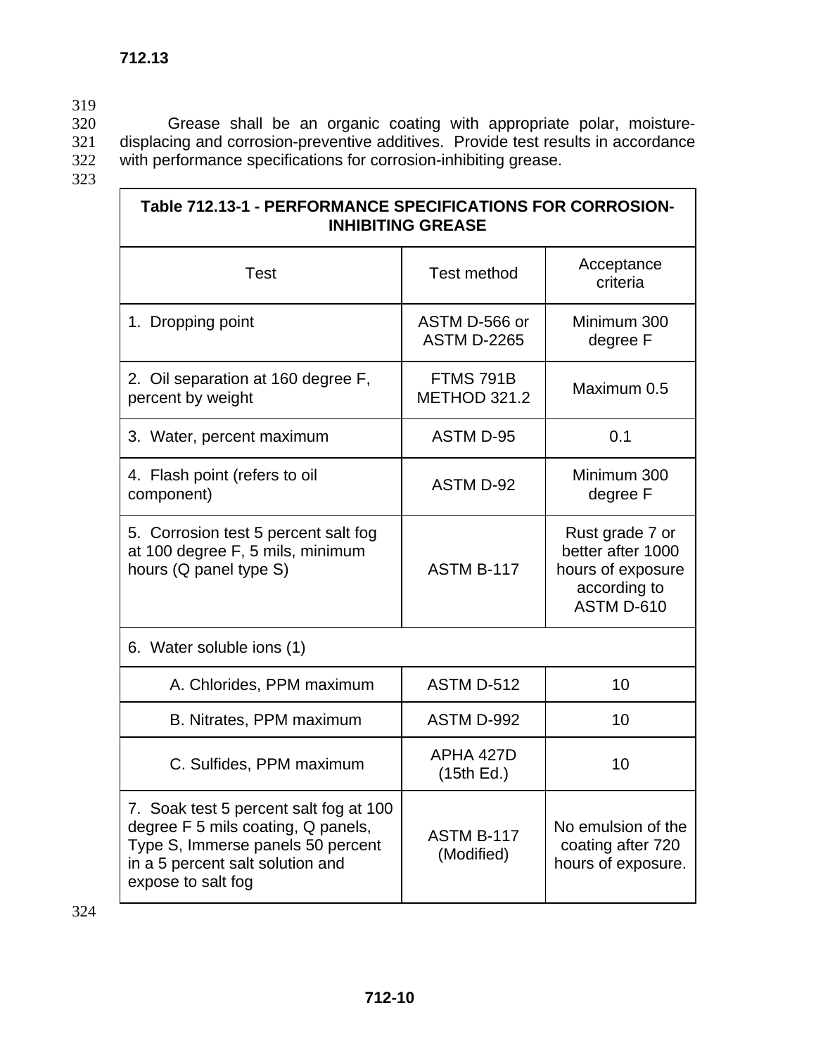## 712.13

Grease shall be an organic coating with appropriate polar, moisture-displacing and corrosion-preventive additives. Provide test results in accordance with performance specifications for corrosion-inhibiting grease.

| Table 712.13-1 - PERFORMANCE SPECIFICATIONS FOR CORROSION-INHIBITING GREASE | | |
|---|---|---|
| Test | Test method | Acceptance criteria |
| 1. Dropping point | ASTM D-566 or ASTM D-2265 | Minimum 300 degree F |
| 2. Oil separation at 160 degree F, percent by weight | FTMS 791B METHOD 321.2 | Maximum 0.5 |
| 3. Water, percent maximum | ASTM D-95 | 0.1 |
| 4. Flash point (refers to oil component) | ASTM D-92 | Minimum 300 degree F |
| 5. Corrosion test 5 percent salt fog at 100 degree F, 5 mils, minimum hours (Q panel type S) | ASTM B-117 | Rust grade 7 or better after 1000 hours of exposure according to ASTM D-610 |
| 6. Water soluble ions (1) | | |
| A. Chlorides, PPM maximum | ASTM D-512 | 10 |
| B. Nitrates, PPM maximum | ASTM D-992 | 10 |
| C. Sulfides, PPM maximum | APHA 427D (15th Ed.) | 10 |
| 7. Soak test 5 percent salt fog at 100 degree F 5 mils coating, Q panels, Type S, Immerse panels 50 percent in a 5 percent salt solution and expose to salt fog | ASTM B-117 (Modified) | No emulsion of the coating after 720 hours of exposure. |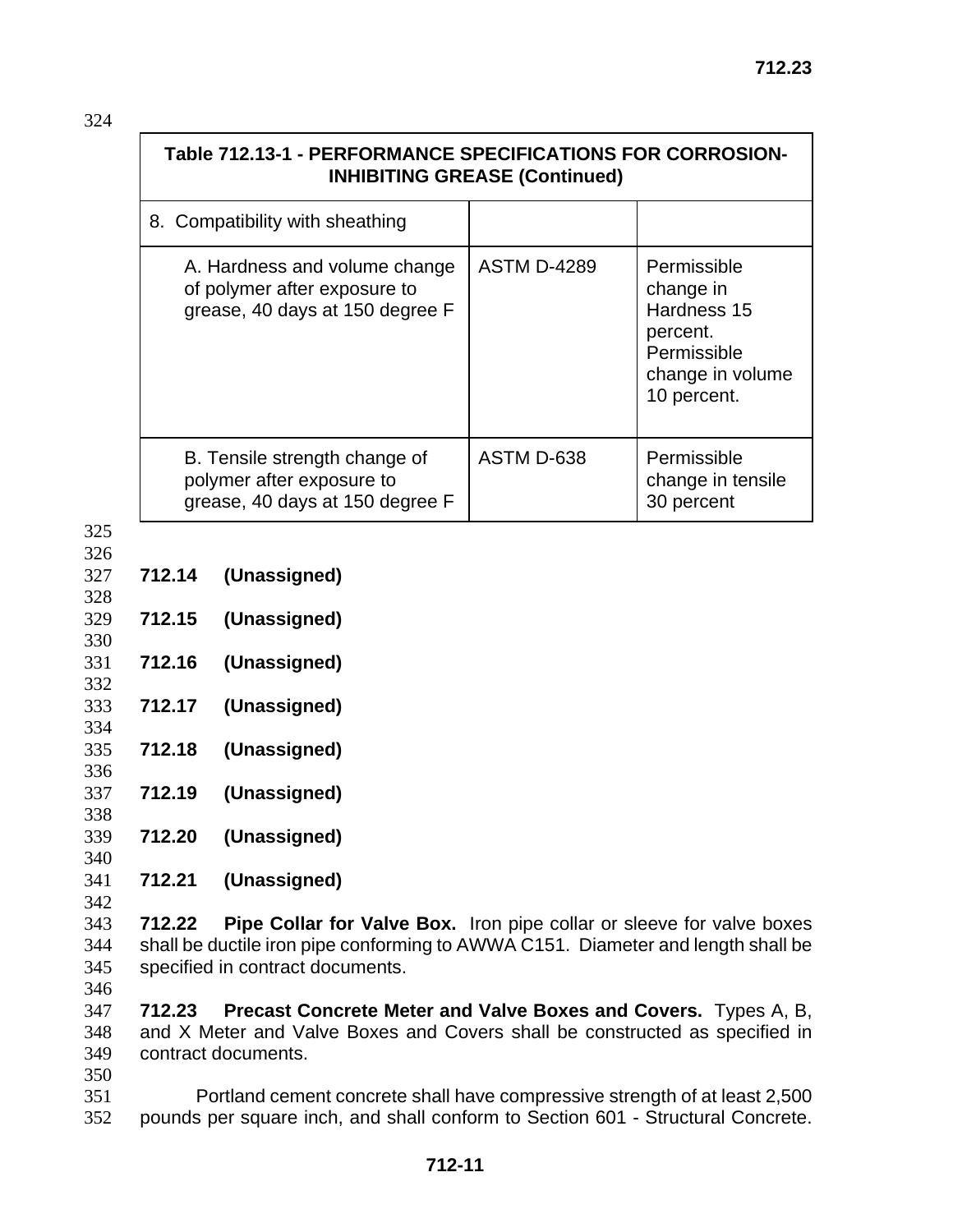| Table 712.13-1 - PERFORMANCE SPECIFICATIONS FOR CORROSION-INHIBITING GREASE (Continued) | | |
|---|---|---|
| 8. Compatibility with sheathing | | |
| A. Hardness and volume change of polymer after exposure to grease, 40 days at 150 degree F | ASTM D-4289 | Permissible change in Hardness 15 percent. Permissible change in volume 10 percent. |
| B. Tensile strength change of polymer after exposure to grease, 40 days at 150 degree F | ASTM D-638 | Permissible change in tensile 30 percent |

**712.14 (Unassigned)**

**712.15 (Unassigned)**

**712.16 (Unassigned)**

**712.17 (Unassigned)**

**712.18 (Unassigned)**

**712.19 (Unassigned)**

**712.20 (Unassigned)**

**712.21 (Unassigned)**

**712.22 Pipe Collar for Valve Box.** Iron pipe collar or sleeve for valve boxes shall be ductile iron pipe conforming to AWWA C151. Diameter and length shall be specified in contract documents.

**712.23 Precast Concrete Meter and Valve Boxes and Covers.** Types A, B, and X Meter and Valve Boxes and Covers shall be constructed as specified in contract documents.

Portland cement concrete shall have compressive strength of at least 2,500 pounds per square inch, and shall conform to Section 601 - Structural Concrete.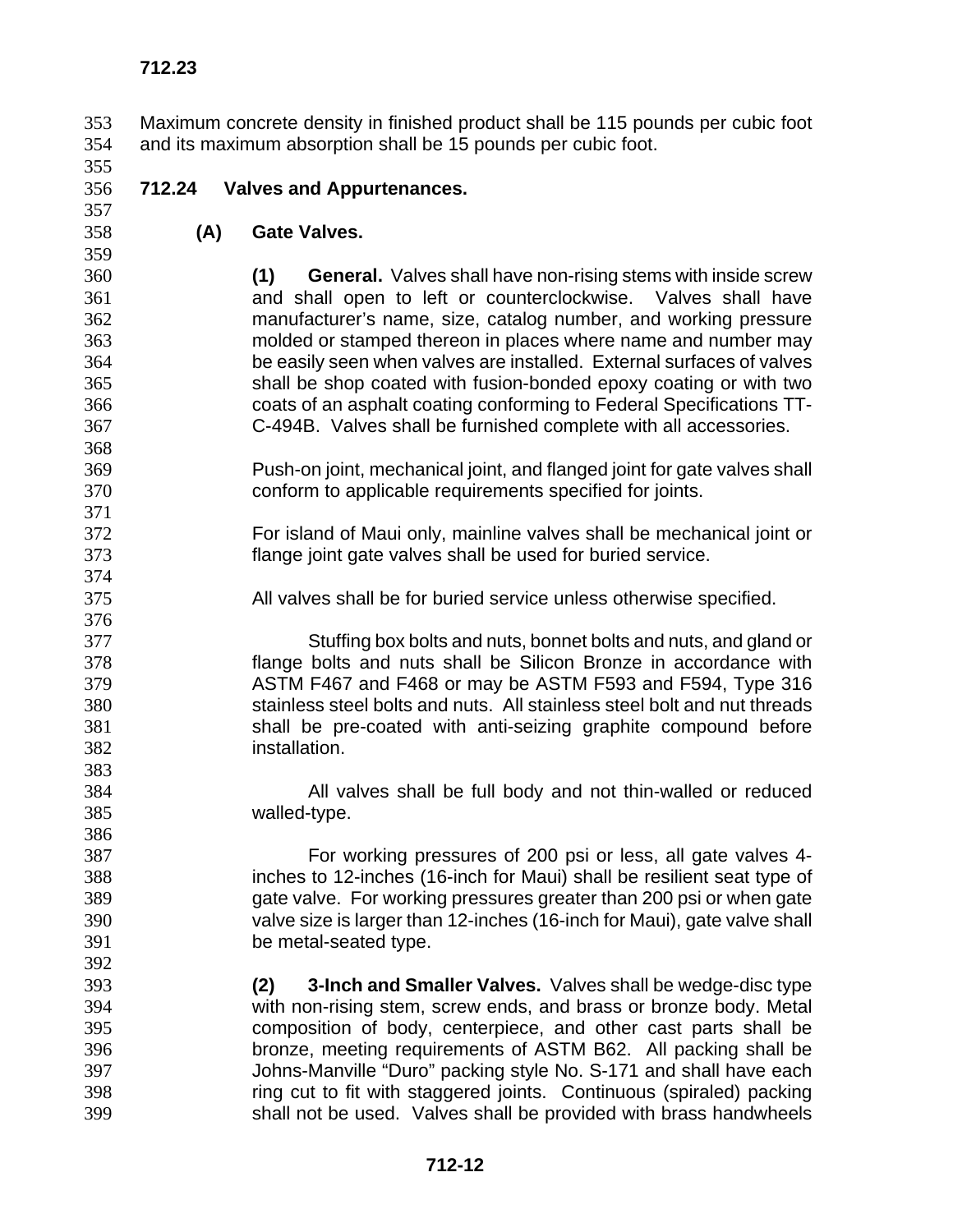Maximum concrete density in finished product shall be 115 pounds per cubic foot and its maximum absorption shall be 15 pounds per cubic foot.

## 712.24 Valves and Appurtenances.

### (A) Gate Valves.

**(1) General.** Valves shall have non-rising stems with inside screw and shall open to left or counterclockwise. Valves shall have manufacturer's name, size, catalog number, and working pressure molded or stamped thereon in places where name and number may be easily seen when valves are installed. External surfaces of valves shall be shop coated with fusion-bonded epoxy coating or with two coats of an asphalt coating conforming to Federal Specifications TT-C-494B. Valves shall be furnished complete with all accessories.

Push-on joint, mechanical joint, and flanged joint for gate valves shall conform to applicable requirements specified for joints.

For island of Maui only, mainline valves shall be mechanical joint or flange joint gate valves shall be used for buried service.

All valves shall be for buried service unless otherwise specified.

Stuffing box bolts and nuts, bonnet bolts and nuts, and gland or flange bolts and nuts shall be Silicon Bronze in accordance with ASTM F467 and F468 or may be ASTM F593 and F594, Type 316 stainless steel bolts and nuts. All stainless steel bolt and nut threads shall be pre-coated with anti-seizing graphite compound before installation.

All valves shall be full body and not thin-walled or reduced walled-type.

For working pressures of 200 psi or less, all gate valves 4-inches to 12-inches (16-inch for Maui) shall be resilient seat type of gate valve. For working pressures greater than 200 psi or when gate valve size is larger than 12-inches (16-inch for Maui), gate valve shall be metal-seated type.

**(2) 3-Inch and Smaller Valves.** Valves shall be wedge-disc type with non-rising stem, screw ends, and brass or bronze body. Metal composition of body, centerpiece, and other cast parts shall be bronze, meeting requirements of ASTM B62. All packing shall be Johns-Manville "Duro" packing style No. S-171 and shall have each ring cut to fit with staggered joints. Continuous (spiraled) packing shall not be used. Valves shall be provided with brass handwheels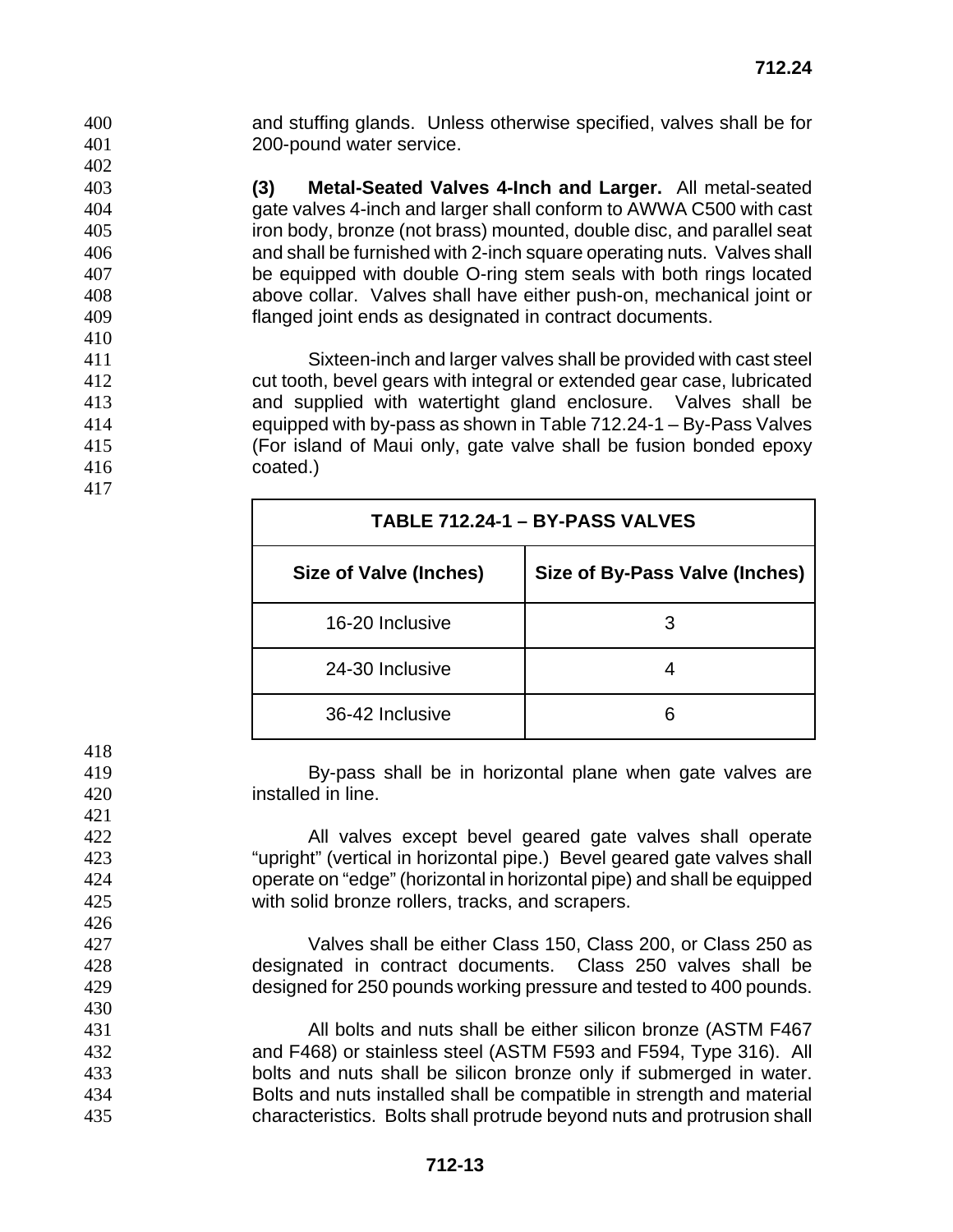and stuffing glands. Unless otherwise specified, valves shall be for 200-pound water service.

**(3) Metal-Seated Valves 4-Inch and Larger.** All metal-seated gate valves 4-inch and larger shall conform to AWWA C500 with cast iron body, bronze (not brass) mounted, double disc, and parallel seat and shall be furnished with 2-inch square operating nuts. Valves shall be equipped with double O-ring stem seals with both rings located above collar. Valves shall have either push-on, mechanical joint or flanged joint ends as designated in contract documents.

Sixteen-inch and larger valves shall be provided with cast steel cut tooth, bevel gears with integral or extended gear case, lubricated and supplied with watertight gland enclosure. Valves shall be equipped with by-pass as shown in Table 712.24-1 – By-Pass Valves (For island of Maui only, gate valve shall be fusion bonded epoxy coated.)

**TABLE 712.24-1 – BY-PASS VALVES**

| Size of Valve (Inches) | Size of By-Pass Valve (Inches) |
|---|---|
| 16-20 Inclusive | 3 |
| 24-30 Inclusive | 4 |
| 36-42 Inclusive | 6 |

By-pass shall be in horizontal plane when gate valves are installed in line.

All valves except bevel geared gate valves shall operate "upright" (vertical in horizontal pipe.) Bevel geared gate valves shall operate on "edge" (horizontal in horizontal pipe) and shall be equipped with solid bronze rollers, tracks, and scrapers.

Valves shall be either Class 150, Class 200, or Class 250 as designated in contract documents. Class 250 valves shall be designed for 250 pounds working pressure and tested to 400 pounds.

All bolts and nuts shall be either silicon bronze (ASTM F467 and F468) or stainless steel (ASTM F593 and F594, Type 316). All bolts and nuts shall be silicon bronze only if submerged in water. Bolts and nuts installed shall be compatible in strength and material characteristics. Bolts shall protrude beyond nuts and protrusion shall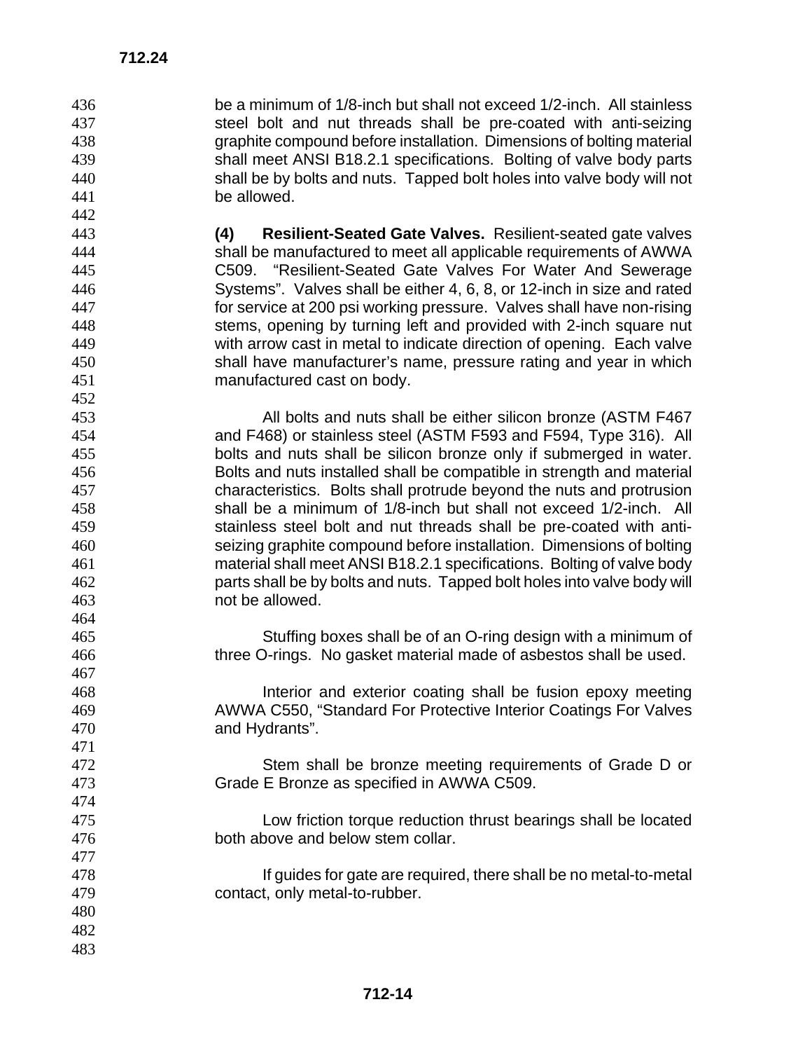be a minimum of 1/8-inch but shall not exceed 1/2-inch. All stainless steel bolt and nut threads shall be pre-coated with anti-seizing graphite compound before installation. Dimensions of bolting material shall meet ANSI B18.2.1 specifications. Bolting of valve body parts shall be by bolts and nuts. Tapped bolt holes into valve body will not be allowed.

**(4) Resilient-Seated Gate Valves.** Resilient-seated gate valves shall be manufactured to meet all applicable requirements of AWWA C509. "Resilient-Seated Gate Valves For Water And Sewerage Systems". Valves shall be either 4, 6, 8, or 12-inch in size and rated for service at 200 psi working pressure. Valves shall have non-rising stems, opening by turning left and provided with 2-inch square nut with arrow cast in metal to indicate direction of opening. Each valve shall have manufacturer's name, pressure rating and year in which manufactured cast on body.

All bolts and nuts shall be either silicon bronze (ASTM F467 and F468) or stainless steel (ASTM F593 and F594, Type 316). All bolts and nuts shall be silicon bronze only if submerged in water. Bolts and nuts installed shall be compatible in strength and material characteristics. Bolts shall protrude beyond the nuts and protrusion shall be a minimum of 1/8-inch but shall not exceed 1/2-inch. All stainless steel bolt and nut threads shall be pre-coated with anti-seizing graphite compound before installation. Dimensions of bolting material shall meet ANSI B18.2.1 specifications. Bolting of valve body parts shall be by bolts and nuts. Tapped bolt holes into valve body will not be allowed.

Stuffing boxes shall be of an O-ring design with a minimum of three O-rings. No gasket material made of asbestos shall be used.

Interior and exterior coating shall be fusion epoxy meeting AWWA C550, "Standard For Protective Interior Coatings For Valves and Hydrants".

Stem shall be bronze meeting requirements of Grade D or Grade E Bronze as specified in AWWA C509.

Low friction torque reduction thrust bearings shall be located both above and below stem collar.

If guides for gate are required, there shall be no metal-to-metal contact, only metal-to-rubber.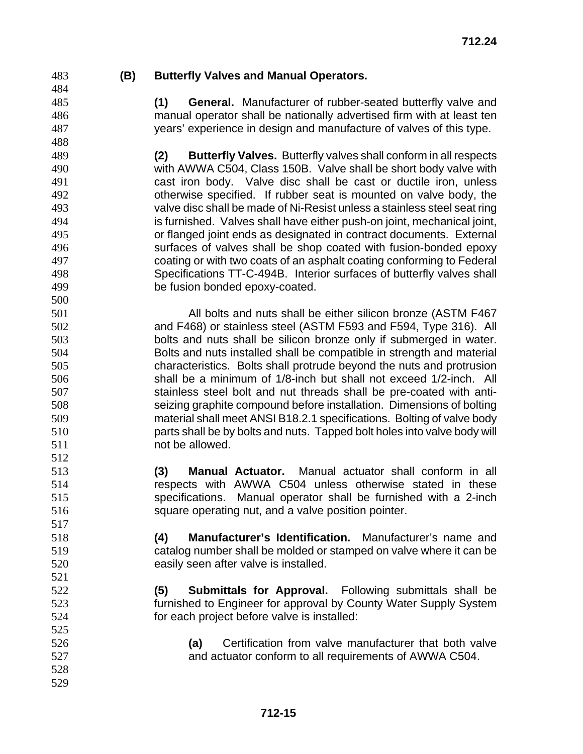**(B) Butterfly Valves and Manual Operators.**

**(1) General.** Manufacturer of rubber-seated butterfly valve and manual operator shall be nationally advertised firm with at least ten years' experience in design and manufacture of valves of this type.

**(2) Butterfly Valves.** Butterfly valves shall conform in all respects with AWWA C504, Class 150B. Valve shall be short body valve with cast iron body. Valve disc shall be cast or ductile iron, unless otherwise specified. If rubber seat is mounted on valve body, the valve disc shall be made of Ni-Resist unless a stainless steel seat ring is furnished. Valves shall have either push-on joint, mechanical joint, or flanged joint ends as designated in contract documents. External surfaces of valves shall be shop coated with fusion-bonded epoxy coating or with two coats of an asphalt coating conforming to Federal Specifications TT-C-494B. Interior surfaces of butterfly valves shall be fusion bonded epoxy-coated.

All bolts and nuts shall be either silicon bronze (ASTM F467 and F468) or stainless steel (ASTM F593 and F594, Type 316). All bolts and nuts shall be silicon bronze only if submerged in water. Bolts and nuts installed shall be compatible in strength and material characteristics. Bolts shall protrude beyond the nuts and protrusion shall be a minimum of 1/8-inch but shall not exceed 1/2-inch. All stainless steel bolt and nut threads shall be pre-coated with anti-seizing graphite compound before installation. Dimensions of bolting material shall meet ANSI B18.2.1 specifications. Bolting of valve body parts shall be by bolts and nuts. Tapped bolt holes into valve body will not be allowed.

**(3) Manual Actuator.** Manual actuator shall conform in all respects with AWWA C504 unless otherwise stated in these specifications. Manual operator shall be furnished with a 2-inch square operating nut, and a valve position pointer.

**(4) Manufacturer's Identification.** Manufacturer's name and catalog number shall be molded or stamped on valve where it can be easily seen after valve is installed.

**(5) Submittals for Approval.** Following submittals shall be furnished to Engineer for approval by County Water Supply System for each project before valve is installed:

**(a)** Certification from valve manufacturer that both valve and actuator conform to all requirements of AWWA C504.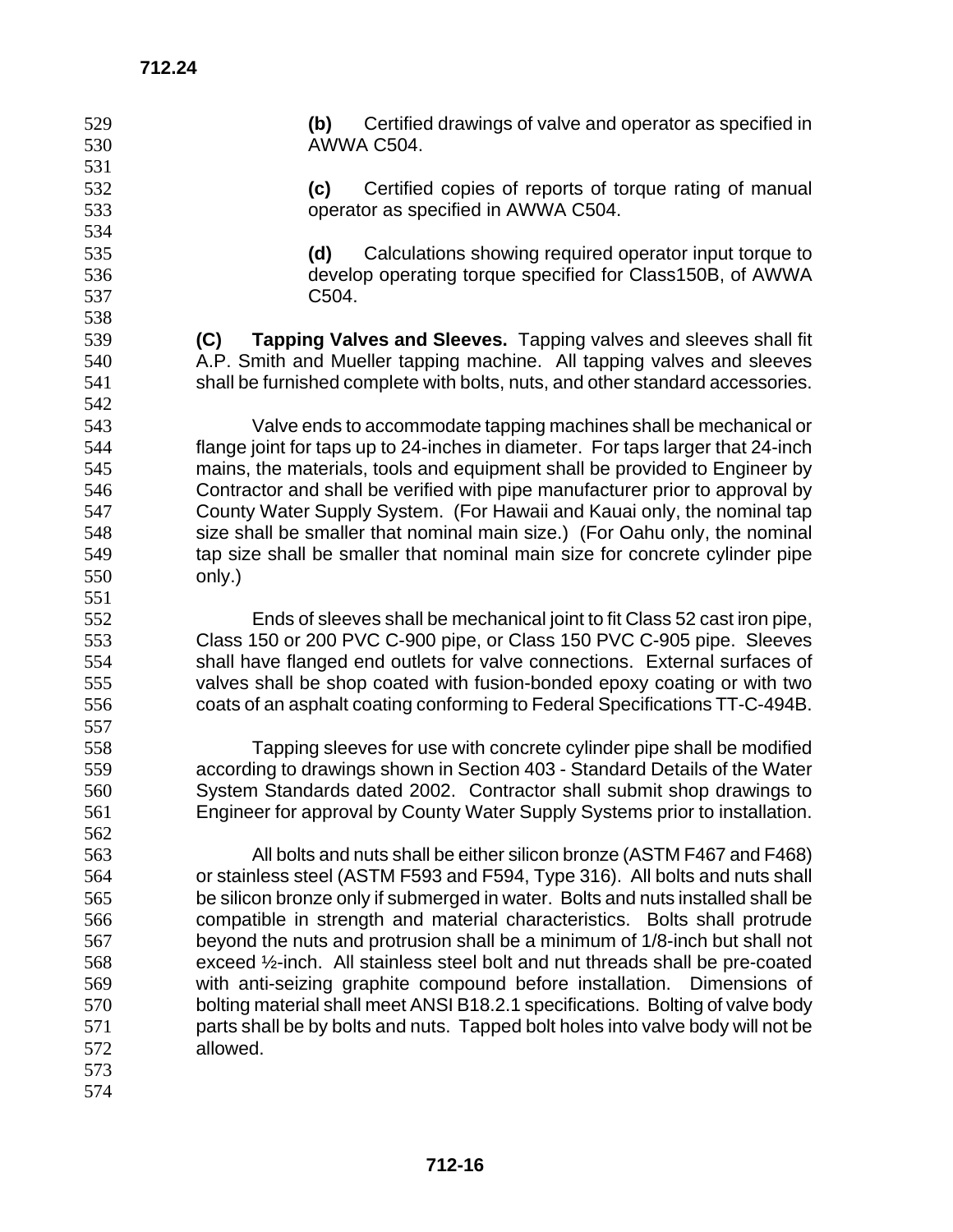**(b)** Certified drawings of valve and operator as specified in AWWA C504.

**(c)** Certified copies of reports of torque rating of manual operator as specified in AWWA C504.

**(d)** Calculations showing required operator input torque to develop operating torque specified for Class150B, of AWWA C504.

**(C) Tapping Valves and Sleeves.** Tapping valves and sleeves shall fit A.P. Smith and Mueller tapping machine. All tapping valves and sleeves shall be furnished complete with bolts, nuts, and other standard accessories.

Valve ends to accommodate tapping machines shall be mechanical or flange joint for taps up to 24-inches in diameter. For taps larger that 24-inch mains, the materials, tools and equipment shall be provided to Engineer by Contractor and shall be verified with pipe manufacturer prior to approval by County Water Supply System. (For Hawaii and Kauai only, the nominal tap size shall be smaller that nominal main size.) (For Oahu only, the nominal tap size shall be smaller that nominal main size for concrete cylinder pipe only.)

Ends of sleeves shall be mechanical joint to fit Class 52 cast iron pipe, Class 150 or 200 PVC C-900 pipe, or Class 150 PVC C-905 pipe. Sleeves shall have flanged end outlets for valve connections. External surfaces of valves shall be shop coated with fusion-bonded epoxy coating or with two coats of an asphalt coating conforming to Federal Specifications TT-C-494B.

Tapping sleeves for use with concrete cylinder pipe shall be modified according to drawings shown in Section 403 - Standard Details of the Water System Standards dated 2002. Contractor shall submit shop drawings to Engineer for approval by County Water Supply Systems prior to installation.

All bolts and nuts shall be either silicon bronze (ASTM F467 and F468) or stainless steel (ASTM F593 and F594, Type 316). All bolts and nuts shall be silicon bronze only if submerged in water. Bolts and nuts installed shall be compatible in strength and material characteristics. Bolts shall protrude beyond the nuts and protrusion shall be a minimum of 1/8-inch but shall not exceed ½-inch. All stainless steel bolt and nut threads shall be pre-coated with anti-seizing graphite compound before installation. Dimensions of bolting material shall meet ANSI B18.2.1 specifications. Bolting of valve body parts shall be by bolts and nuts. Tapped bolt holes into valve body will not be allowed.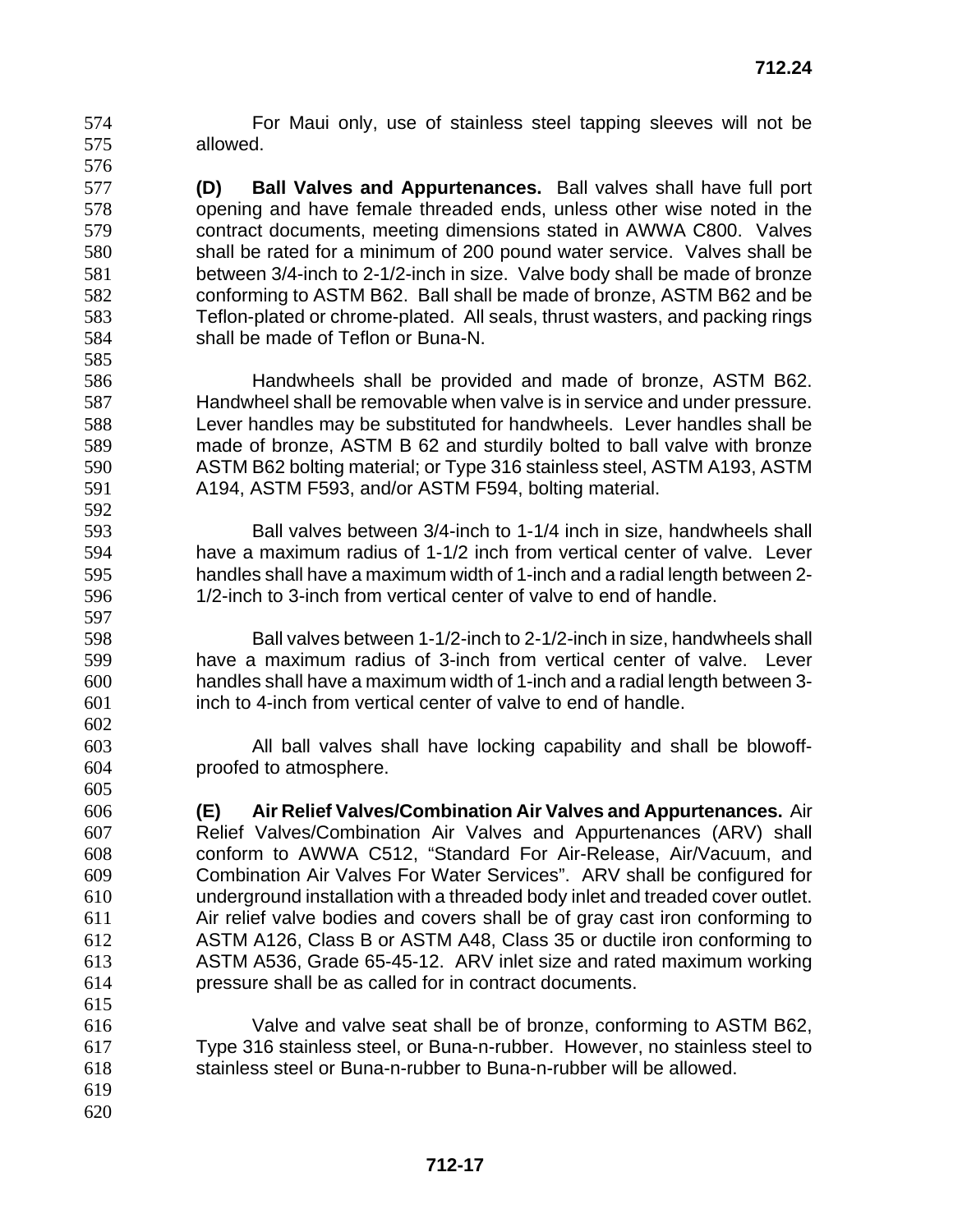For Maui only, use of stainless steel tapping sleeves will not be allowed.

**(D) Ball Valves and Appurtenances.** Ball valves shall have full port opening and have female threaded ends, unless other wise noted in the contract documents, meeting dimensions stated in AWWA C800. Valves shall be rated for a minimum of 200 pound water service. Valves shall be between 3/4-inch to 2-1/2-inch in size. Valve body shall be made of bronze conforming to ASTM B62. Ball shall be made of bronze, ASTM B62 and be Teflon-plated or chrome-plated. All seals, thrust wasters, and packing rings shall be made of Teflon or Buna-N.

Handwheels shall be provided and made of bronze, ASTM B62. Handwheel shall be removable when valve is in service and under pressure. Lever handles may be substituted for handwheels. Lever handles shall be made of bronze, ASTM B 62 and sturdily bolted to ball valve with bronze ASTM B62 bolting material; or Type 316 stainless steel, ASTM A193, ASTM A194, ASTM F593, and/or ASTM F594, bolting material.

Ball valves between 3/4-inch to 1-1/4 inch in size, handwheels shall have a maximum radius of 1-1/2 inch from vertical center of valve. Lever handles shall have a maximum width of 1-inch and a radial length between 2-1/2-inch to 3-inch from vertical center of valve to end of handle.

Ball valves between 1-1/2-inch to 2-1/2-inch in size, handwheels shall have a maximum radius of 3-inch from vertical center of valve. Lever handles shall have a maximum width of 1-inch and a radial length between 3-inch to 4-inch from vertical center of valve to end of handle.

All ball valves shall have locking capability and shall be blowoff-proofed to atmosphere.

**(E) Air Relief Valves/Combination Air Valves and Appurtenances.** Air Relief Valves/Combination Air Valves and Appurtenances (ARV) shall conform to AWWA C512, "Standard For Air-Release, Air/Vacuum, and Combination Air Valves For Water Services". ARV shall be configured for underground installation with a threaded body inlet and treaded cover outlet. Air relief valve bodies and covers shall be of gray cast iron conforming to ASTM A126, Class B or ASTM A48, Class 35 or ductile iron conforming to ASTM A536, Grade 65-45-12. ARV inlet size and rated maximum working pressure shall be as called for in contract documents.

Valve and valve seat shall be of bronze, conforming to ASTM B62, Type 316 stainless steel, or Buna-n-rubber. However, no stainless steel to stainless steel or Buna-n-rubber to Buna-n-rubber will be allowed.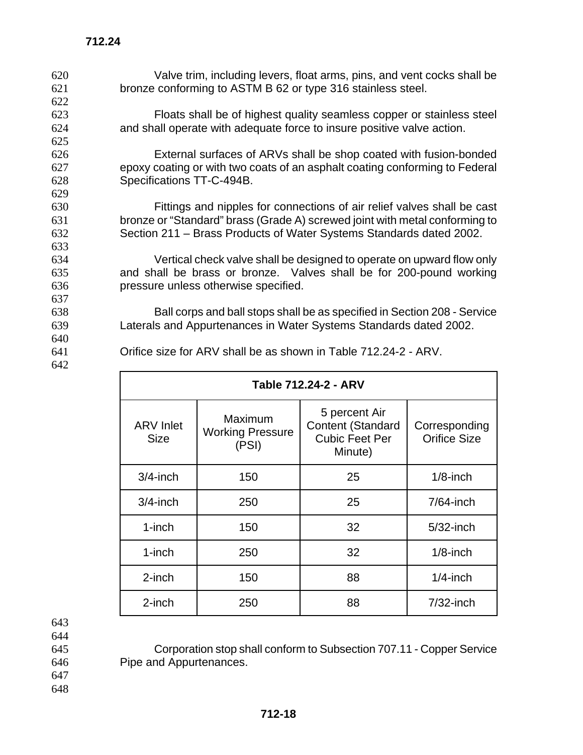Valve trim, including levers, float arms, pins, and vent cocks shall be bronze conforming to ASTM B 62 or type 316 stainless steel.

Floats shall be of highest quality seamless copper or stainless steel and shall operate with adequate force to insure positive valve action.

External surfaces of ARVs shall be shop coated with fusion-bonded epoxy coating or with two coats of an asphalt coating conforming to Federal Specifications TT-C-494B.

Fittings and nipples for connections of air relief valves shall be cast bronze or "Standard" brass (Grade A) screwed joint with metal conforming to Section 211 – Brass Products of Water Systems Standards dated 2002.

Vertical check valve shall be designed to operate on upward flow only and shall be brass or bronze. Valves shall be for 200-pound working pressure unless otherwise specified.

Ball corps and ball stops shall be as specified in Section 208 - Service Laterals and Appurtenances in Water Systems Standards dated 2002.

Orifice size for ARV shall be as shown in Table 712.24-2 - ARV.

**Table 712.24-2 - ARV**

| ARV Inlet Size | Maximum Working Pressure (PSI) | 5 percent Air Content (Standard Cubic Feet Per Minute) | Corresponding Orifice Size |
|---|---|---|---|
| 3/4-inch | 150 | 25 | 1/8-inch |
| 3/4-inch | 250 | 25 | 7/64-inch |
| 1-inch | 150 | 32 | 5/32-inch |
| 1-inch | 250 | 32 | 1/8-inch |
| 2-inch | 150 | 88 | 1/4-inch |
| 2-inch | 250 | 88 | 7/32-inch |

Corporation stop shall conform to Subsection 707.11 - Copper Service Pipe and Appurtenances.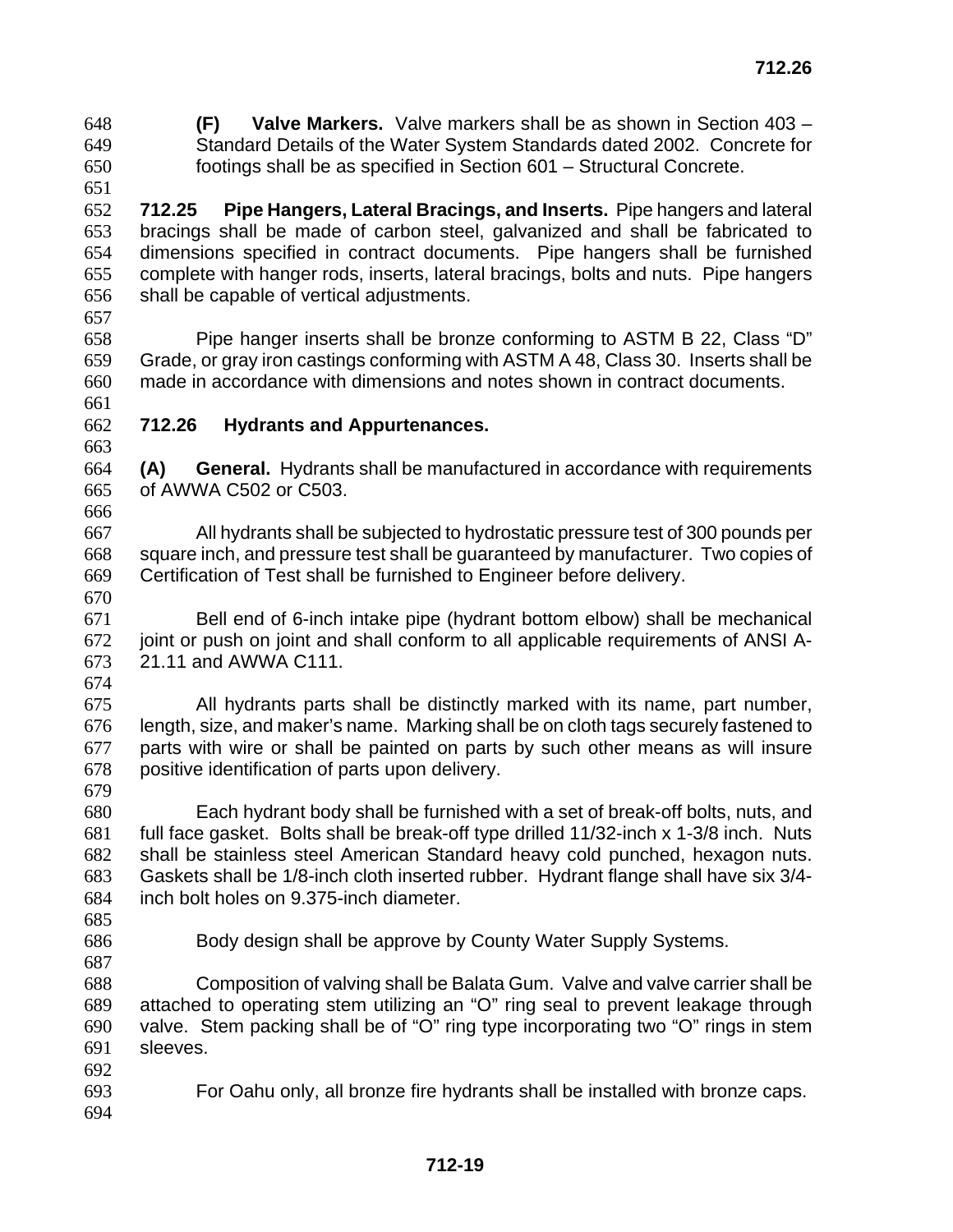**(F) Valve Markers.** Valve markers shall be as shown in Section 403 – Standard Details of the Water System Standards dated 2002. Concrete for footings shall be as specified in Section 601 – Structural Concrete.

**712.25 Pipe Hangers, Lateral Bracings, and Inserts.** Pipe hangers and lateral bracings shall be made of carbon steel, galvanized and shall be fabricated to dimensions specified in contract documents. Pipe hangers shall be furnished complete with hanger rods, inserts, lateral bracings, bolts and nuts. Pipe hangers shall be capable of vertical adjustments.

Pipe hanger inserts shall be bronze conforming to ASTM B 22, Class "D" Grade, or gray iron castings conforming with ASTM A 48, Class 30. Inserts shall be made in accordance with dimensions and notes shown in contract documents.

## 712.26 Hydrants and Appurtenances.

**(A) General.** Hydrants shall be manufactured in accordance with requirements of AWWA C502 or C503.

All hydrants shall be subjected to hydrostatic pressure test of 300 pounds per square inch, and pressure test shall be guaranteed by manufacturer. Two copies of Certification of Test shall be furnished to Engineer before delivery.

Bell end of 6-inch intake pipe (hydrant bottom elbow) shall be mechanical joint or push on joint and shall conform to all applicable requirements of ANSI A-21.11 and AWWA C111.

All hydrants parts shall be distinctly marked with its name, part number, length, size, and maker's name. Marking shall be on cloth tags securely fastened to parts with wire or shall be painted on parts by such other means as will insure positive identification of parts upon delivery.

Each hydrant body shall be furnished with a set of break-off bolts, nuts, and full face gasket. Bolts shall be break-off type drilled 11/32-inch x 1-3/8 inch. Nuts shall be stainless steel American Standard heavy cold punched, hexagon nuts. Gaskets shall be 1/8-inch cloth inserted rubber. Hydrant flange shall have six 3/4-inch bolt holes on 9.375-inch diameter.

Body design shall be approve by County Water Supply Systems.

Composition of valving shall be Balata Gum. Valve and valve carrier shall be attached to operating stem utilizing an "O" ring seal to prevent leakage through valve. Stem packing shall be of "O" ring type incorporating two "O" rings in stem sleeves.

For Oahu only, all bronze fire hydrants shall be installed with bronze caps.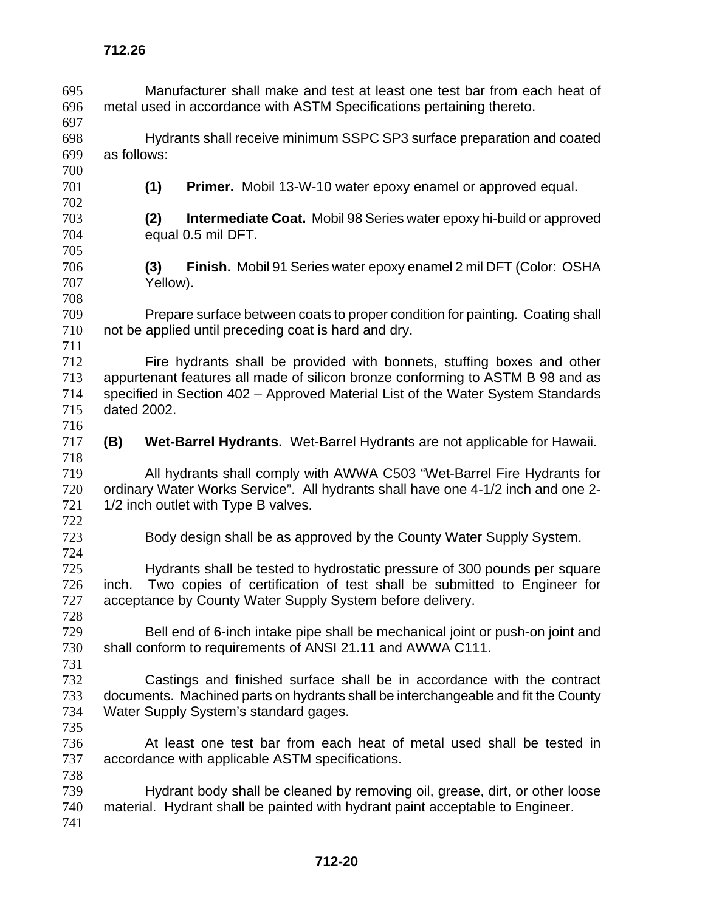Manufacturer shall make and test at least one test bar from each heat of metal used in accordance with ASTM Specifications pertaining thereto.

Hydrants shall receive minimum SSPC SP3 surface preparation and coated as follows:

**(1) Primer.** Mobil 13-W-10 water epoxy enamel or approved equal.

**(2) Intermediate Coat.** Mobil 98 Series water epoxy hi-build or approved equal 0.5 mil DFT.

**(3) Finish.** Mobil 91 Series water epoxy enamel 2 mil DFT (Color: OSHA Yellow).

Prepare surface between coats to proper condition for painting. Coating shall not be applied until preceding coat is hard and dry.

Fire hydrants shall be provided with bonnets, stuffing boxes and other appurtenant features all made of silicon bronze conforming to ASTM B 98 and as specified in Section 402 – Approved Material List of the Water System Standards dated 2002.

**(B) Wet-Barrel Hydrants.** Wet-Barrel Hydrants are not applicable for Hawaii.

All hydrants shall comply with AWWA C503 "Wet-Barrel Fire Hydrants for ordinary Water Works Service". All hydrants shall have one 4-1/2 inch and one 2-1/2 inch outlet with Type B valves.

Body design shall be as approved by the County Water Supply System.

Hydrants shall be tested to hydrostatic pressure of 300 pounds per square inch. Two copies of certification of test shall be submitted to Engineer for acceptance by County Water Supply System before delivery.

Bell end of 6-inch intake pipe shall be mechanical joint or push-on joint and shall conform to requirements of ANSI 21.11 and AWWA C111.

Castings and finished surface shall be in accordance with the contract documents. Machined parts on hydrants shall be interchangeable and fit the County Water Supply System's standard gages.

At least one test bar from each heat of metal used shall be tested in accordance with applicable ASTM specifications.

Hydrant body shall be cleaned by removing oil, grease, dirt, or other loose material. Hydrant shall be painted with hydrant paint acceptable to Engineer.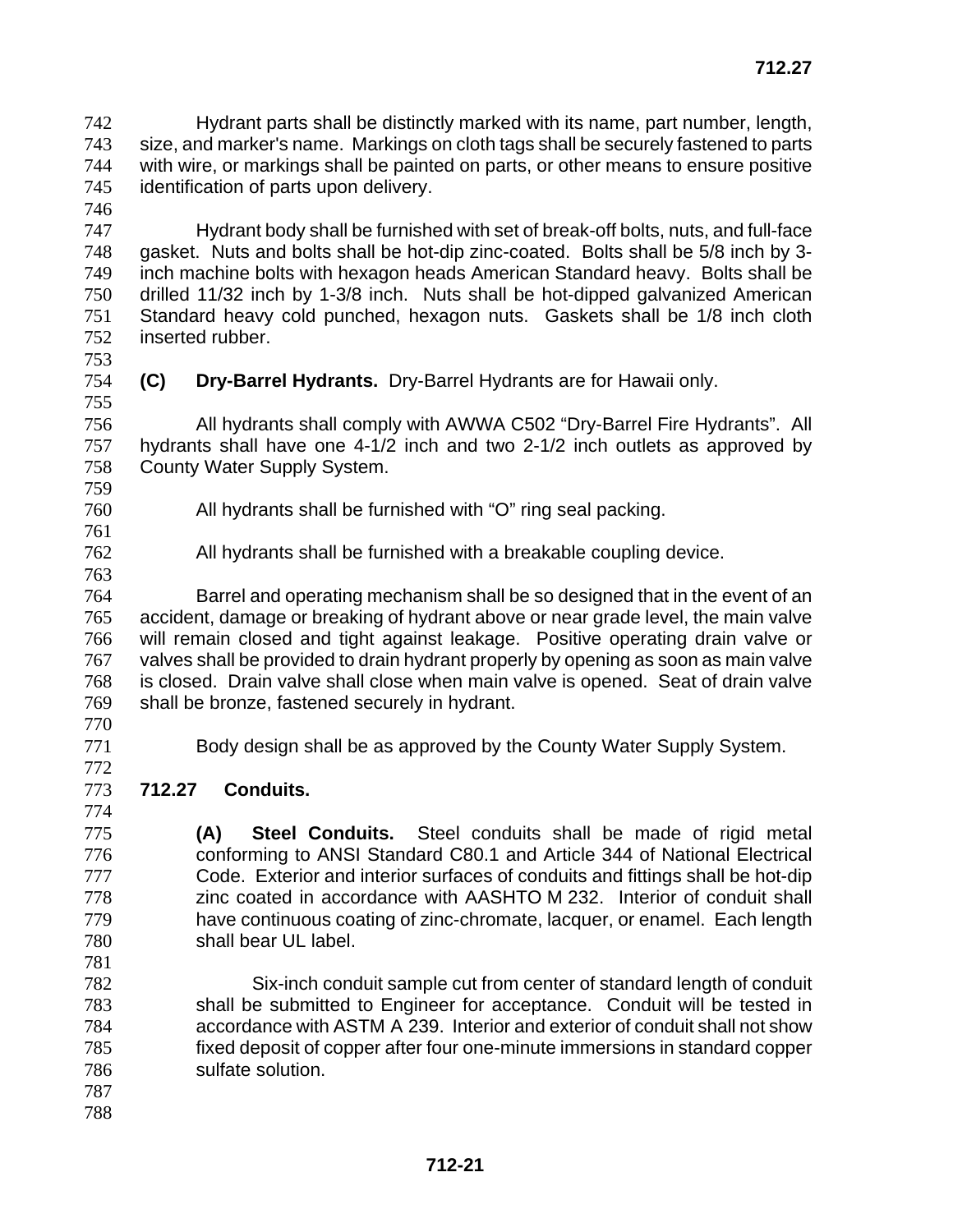Hydrant parts shall be distinctly marked with its name, part number, length, size, and marker's name. Markings on cloth tags shall be securely fastened to parts with wire, or markings shall be painted on parts, or other means to ensure positive identification of parts upon delivery.

Hydrant body shall be furnished with set of break-off bolts, nuts, and full-face gasket. Nuts and bolts shall be hot-dip zinc-coated. Bolts shall be 5/8 inch by 3-inch machine bolts with hexagon heads American Standard heavy. Bolts shall be drilled 11/32 inch by 1-3/8 inch. Nuts shall be hot-dipped galvanized American Standard heavy cold punched, hexagon nuts. Gaskets shall be 1/8 inch cloth inserted rubber.

**(C) Dry-Barrel Hydrants.** Dry-Barrel Hydrants are for Hawaii only.

All hydrants shall comply with AWWA C502 "Dry-Barrel Fire Hydrants". All hydrants shall have one 4-1/2 inch and two 2-1/2 inch outlets as approved by County Water Supply System.

All hydrants shall be furnished with "O" ring seal packing.

All hydrants shall be furnished with a breakable coupling device.

Barrel and operating mechanism shall be so designed that in the event of an accident, damage or breaking of hydrant above or near grade level, the main valve will remain closed and tight against leakage. Positive operating drain valve or valves shall be provided to drain hydrant properly by opening as soon as main valve is closed. Drain valve shall close when main valve is opened. Seat of drain valve shall be bronze, fastened securely in hydrant.

Body design shall be as approved by the County Water Supply System.

## 712.27 Conduits.

**(A) Steel Conduits.** Steel conduits shall be made of rigid metal conforming to ANSI Standard C80.1 and Article 344 of National Electrical Code. Exterior and interior surfaces of conduits and fittings shall be hot-dip zinc coated in accordance with AASHTO M 232. Interior of conduit shall have continuous coating of zinc-chromate, lacquer, or enamel. Each length shall bear UL label.

Six-inch conduit sample cut from center of standard length of conduit shall be submitted to Engineer for acceptance. Conduit will be tested in accordance with ASTM A 239. Interior and exterior of conduit shall not show fixed deposit of copper after four one-minute immersions in standard copper sulfate solution.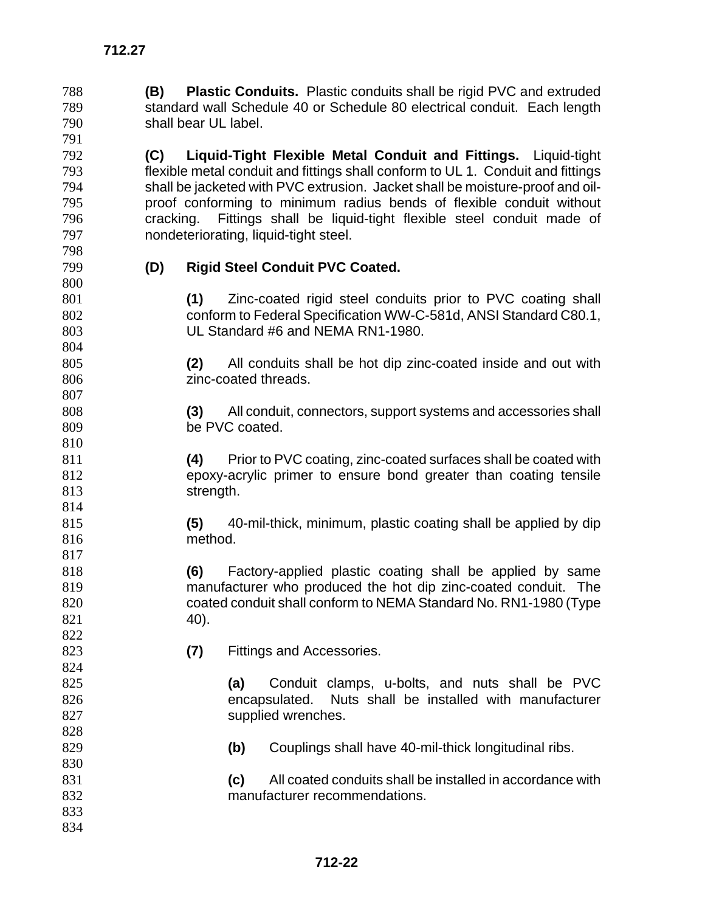**(B) Plastic Conduits.** Plastic conduits shall be rigid PVC and extruded standard wall Schedule 40 or Schedule 80 electrical conduit. Each length shall bear UL label.

**(C) Liquid-Tight Flexible Metal Conduit and Fittings.** Liquid-tight flexible metal conduit and fittings shall conform to UL 1. Conduit and fittings shall be jacketed with PVC extrusion. Jacket shall be moisture-proof and oil-proof conforming to minimum radius bends of flexible conduit without cracking. Fittings shall be liquid-tight flexible steel conduit made of nondeteriorating, liquid-tight steel.

**(D) Rigid Steel Conduit PVC Coated.**

**(1)** Zinc-coated rigid steel conduits prior to PVC coating shall conform to Federal Specification WW-C-581d, ANSI Standard C80.1, UL Standard #6 and NEMA RN1-1980.

**(2)** All conduits shall be hot dip zinc-coated inside and out with zinc-coated threads.

**(3)** All conduit, connectors, support systems and accessories shall be PVC coated.

**(4)** Prior to PVC coating, zinc-coated surfaces shall be coated with epoxy-acrylic primer to ensure bond greater than coating tensile strength.

**(5)** 40-mil-thick, minimum, plastic coating shall be applied by dip method.

**(6)** Factory-applied plastic coating shall be applied by same manufacturer who produced the hot dip zinc-coated conduit. The coated conduit shall conform to NEMA Standard No. RN1-1980 (Type 40).

**(7)** Fittings and Accessories.

**(a)** Conduit clamps, u-bolts, and nuts shall be PVC encapsulated. Nuts shall be installed with manufacturer supplied wrenches.

**(b)** Couplings shall have 40-mil-thick longitudinal ribs.

**(c)** All coated conduits shall be installed in accordance with manufacturer recommendations.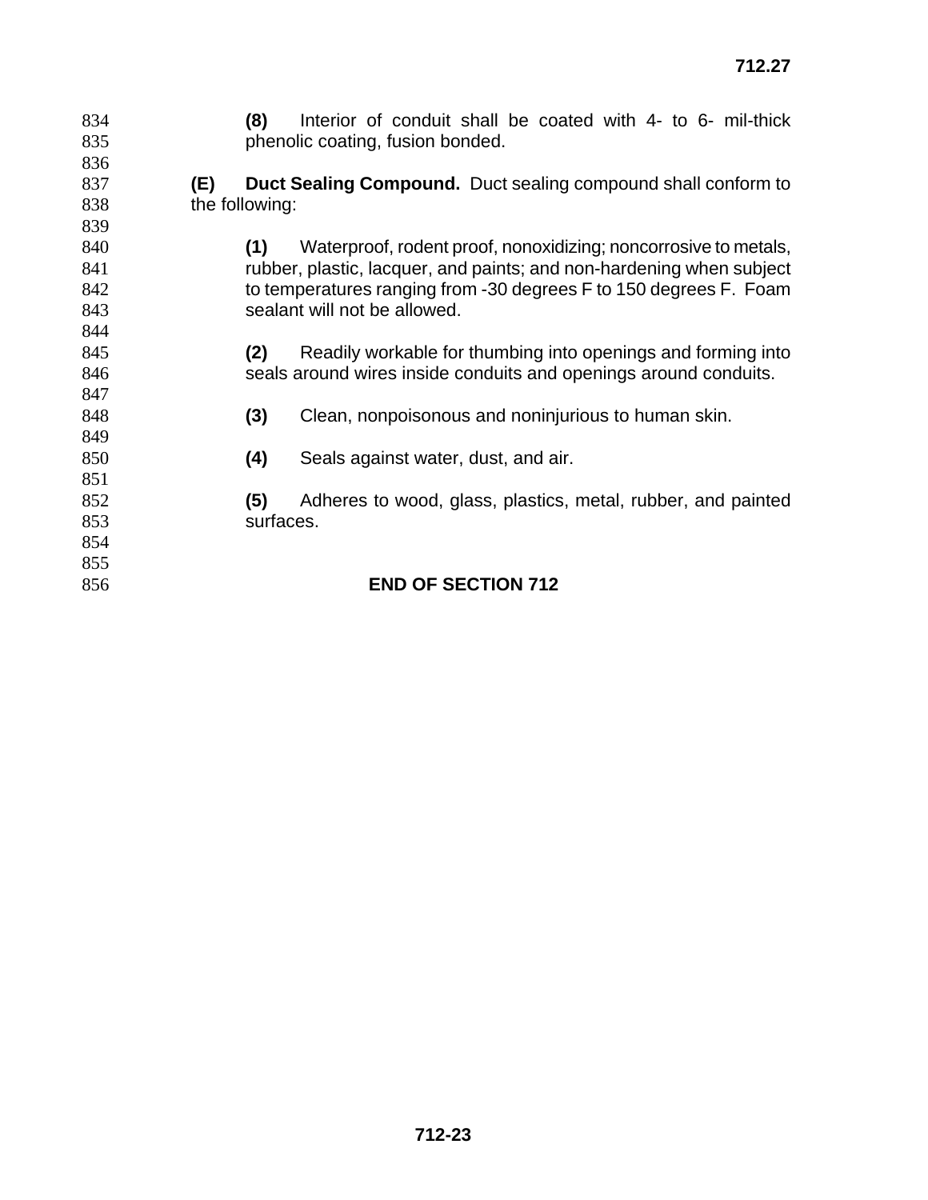**(8)** Interior of conduit shall be coated with 4- to 6- mil-thick phenolic coating, fusion bonded.

**(E) Duct Sealing Compound.** Duct sealing compound shall conform to the following:

**(1)** Waterproof, rodent proof, nonoxidizing; noncorrosive to metals, rubber, plastic, lacquer, and paints; and non-hardening when subject to temperatures ranging from -30 degrees F to 150 degrees F. Foam sealant will not be allowed.

**(2)** Readily workable for thumbing into openings and forming into seals around wires inside conduits and openings around conduits.

**(3)** Clean, nonpoisonous and noninjurious to human skin.

**(4)** Seals against water, dust, and air.

**(5)** Adheres to wood, glass, plastics, metal, rubber, and painted surfaces.

**END OF SECTION 712**